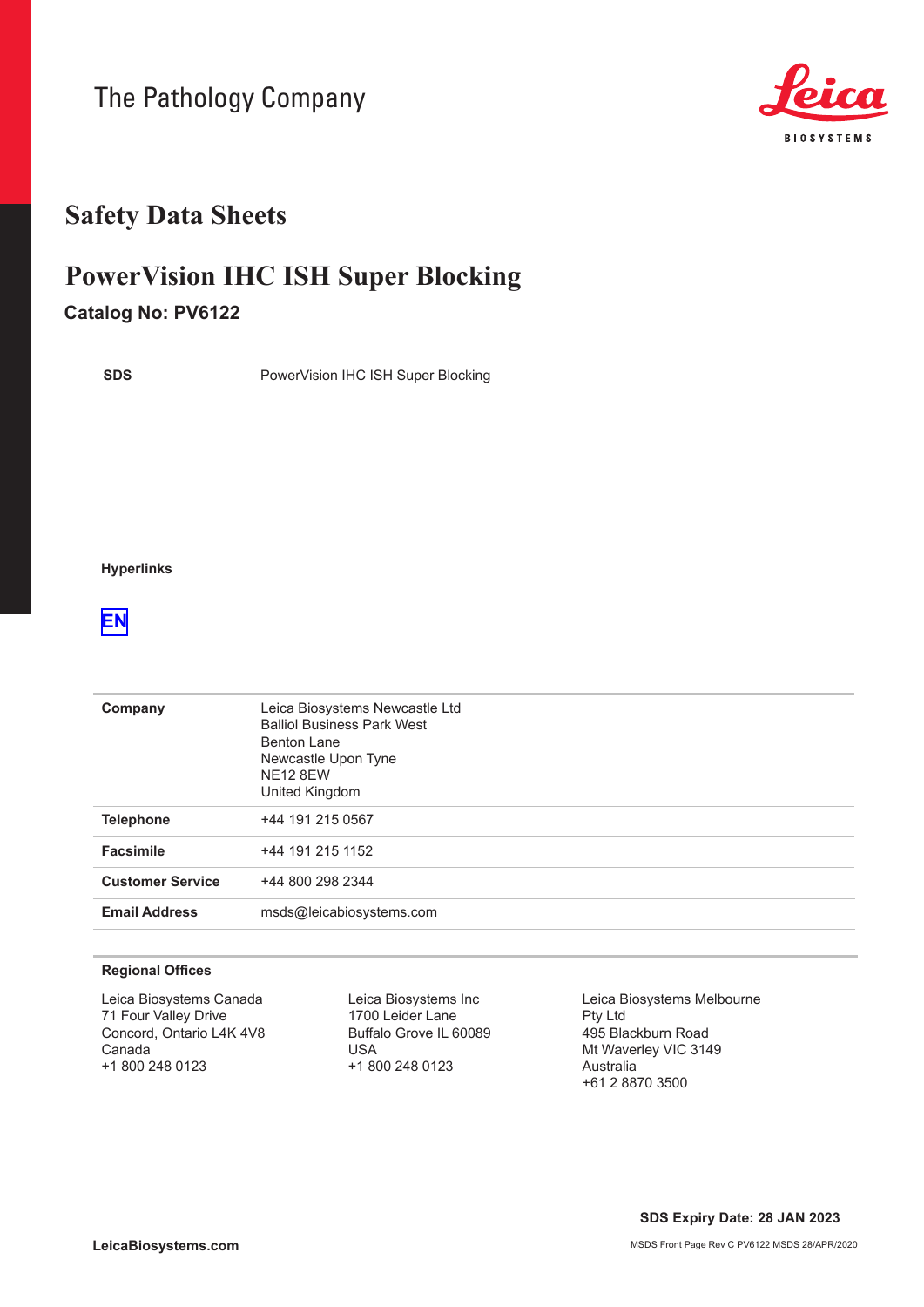The Pathology Company

Leica BIOSYSTEMS

# Safety Data Sheets

## PowerVision IHC ISH Super Blocking

### Catalog No: PV6122

| | |
|---|---|
| **SDS** | PowerVision IHC ISH Super Blocking |

**Hyperlinks**

EN

| | |
|---|---|
| **Company** | Leica Biosystems Newcastle Ltd<br>Balliol Business Park West<br>Benton Lane<br>Newcastle Upon Tyne<br>NE12 8EW<br>United Kingdom |
| **Telephone** | +44 191 215 0567 |
| **Facsimile** | +44 191 215 1152 |
| **Customer Service** | +44 800 298 2344 |
| **Email Address** | msds@leicabiosystems.com |

**Regional Offices**

Leica Biosystems Canada
71 Four Valley Drive
Concord, Ontario L4K 4V8
Canada
+1 800 248 0123

Leica Biosystems Inc
1700 Leider Lane
Buffalo Grove IL 60089
USA
+1 800 248 0123

Leica Biosystems Melbourne Pty Ltd
495 Blackburn Road
Mt Waverley VIC 3149
Australia
+61 2 8870 3500

**SDS Expiry Date: 28 JAN 2023**

**LeicaBiosystems.com**

MSDS Front Page Rev C PV6122 MSDS 28/APR/2020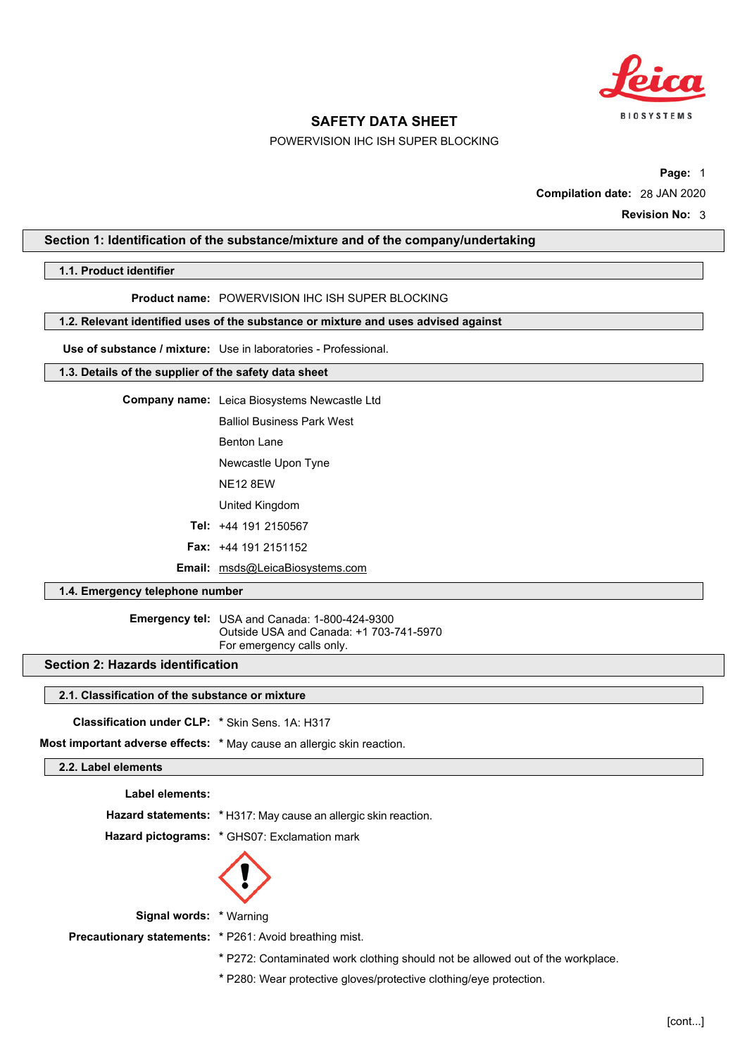# SAFETY DATA SHEET

POWERVISION IHC ISH SUPER BLOCKING

**Compilation date:** 28 JAN 2020

**Revision No:** 3

## Section 1: Identification of the substance/mixture and of the company/undertaking

### 1.1. Product identifier

**Product name:** POWERVISION IHC ISH SUPER BLOCKING

### 1.2. Relevant identified uses of the substance or mixture and uses advised against

**Use of substance / mixture:** Use in laboratories - Professional.

### 1.3. Details of the supplier of the safety data sheet

**Company name:** Leica Biosystems Newcastle Ltd

Balliol Business Park West

Benton Lane

Newcastle Upon Tyne

NE12 8EW

United Kingdom

**Tel:** +44 191 2150567

**Fax:** +44 191 2151152

**Email:** msds@LeicaBiosystems.com

### 1.4. Emergency telephone number

**Emergency tel:** USA and Canada: 1-800-424-9300
Outside USA and Canada: +1 703-741-5970
For emergency calls only.

## Section 2: Hazards identification

### 2.1. Classification of the substance or mixture

**Classification under CLP:** * Skin Sens. 1A: H317

**Most important adverse effects:** * May cause an allergic skin reaction.

### 2.2. Label elements

**Label elements:**

**Hazard statements:** * H317: May cause an allergic skin reaction.

**Hazard pictograms:** * GHS07: Exclamation mark

**Signal words:** * Warning

**Precautionary statements:** * P261: Avoid breathing mist.

* P272: Contaminated work clothing should not be allowed out of the workplace.

* P280: Wear protective gloves/protective clothing/eye protection.

[cont...]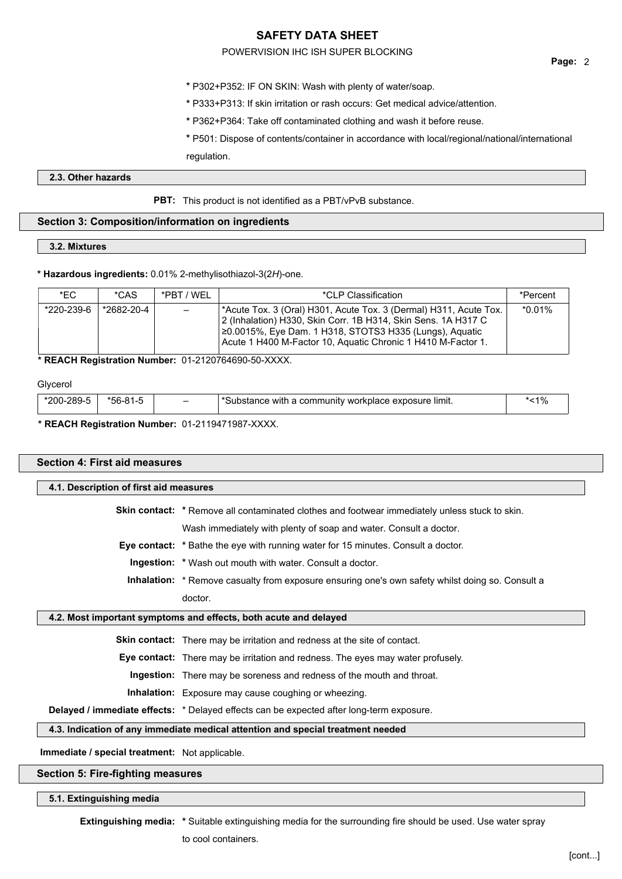* P302+P352: IF ON SKIN: Wash with plenty of water/soap.

* P333+P313: If skin irritation or rash occurs: Get medical advice/attention.

* P362+P364: Take off contaminated clothing and wash it before reuse.

* P501: Dispose of contents/container in accordance with local/regional/national/international regulation.

### 2.3. Other hazards

**PBT:** This product is not identified as a PBT/vPvB substance.

## Section 3: Composition/information on ingredients

### 3.2. Mixtures

**\* Hazardous ingredients:** 0.01% 2-methylisothiazol-3(2*H*)-one.

| *EC | *CAS | *PBT / WEL | *CLP Classification | *Percent |
|---|---|---|---|---|
| *220-239-6 | *2682-20-4 | – | *Acute Tox. 3 (Oral) H301, Acute Tox. 3 (Dermal) H311, Acute Tox. 2 (Inhalation) H330, Skin Corr. 1B H314, Skin Sens. 1A H317 C ≥0.0015%, Eye Dam. 1 H318, STOTS3 H335 (Lungs), Aquatic Acute 1 H400 M-Factor 10, Aquatic Chronic 1 H410 M-Factor 1. | *0.01% |

**\* REACH Registration Number:** 01-2120764690-50-XXXX.

Glycerol

| *EC | *CAS | *PBT / WEL | *CLP Classification | *Percent |
|---|---|---|---|---|
| *200-289-5 | *56-81-5 | – | *Substance with a community workplace exposure limit. | *<1% |

**\* REACH Registration Number:** 01-2119471987-XXXX.

## Section 4: First aid measures

### 4.1. Description of first aid measures

**Skin contact:** * Remove all contaminated clothes and footwear immediately unless stuck to skin. Wash immediately with plenty of soap and water. Consult a doctor.

**Eye contact:** * Bathe the eye with running water for 15 minutes. Consult a doctor.

**Ingestion:** * Wash out mouth with water. Consult a doctor.

**Inhalation:** * Remove casualty from exposure ensuring one's own safety whilst doing so. Consult a doctor.

### 4.2. Most important symptoms and effects, both acute and delayed

**Skin contact:** There may be irritation and redness at the site of contact.

**Eye contact:** There may be irritation and redness. The eyes may water profusely.

**Ingestion:** There may be soreness and redness of the mouth and throat.

**Inhalation:** Exposure may cause coughing or wheezing.

**Delayed / immediate effects:** * Delayed effects can be expected after long-term exposure.

### 4.3. Indication of any immediate medical attention and special treatment needed

**Immediate / special treatment:** Not applicable.

## Section 5: Fire-fighting measures

### 5.1. Extinguishing media

**Extinguishing media:** * Suitable extinguishing media for the surrounding fire should be used. Use water spray to cool containers.

[cont...]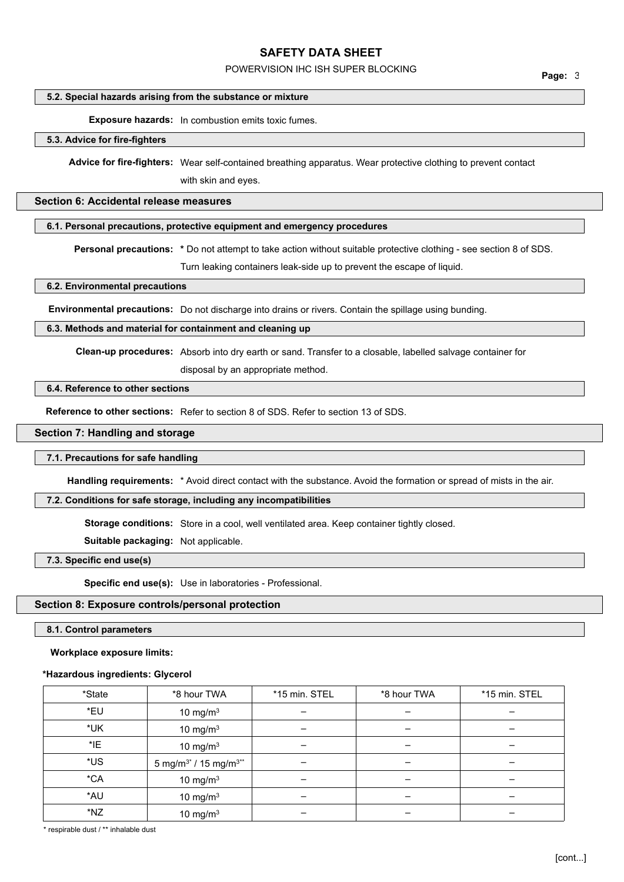### 5.2. Special hazards arising from the substance or mixture

**Exposure hazards:** In combustion emits toxic fumes.

### 5.3. Advice for fire-fighters

**Advice for fire-fighters:** Wear self-contained breathing apparatus. Wear protective clothing to prevent contact with skin and eyes.

## Section 6: Accidental release measures

### 6.1. Personal precautions, protective equipment and emergency procedures

**Personal precautions:** * Do not attempt to take action without suitable protective clothing - see section 8 of SDS. Turn leaking containers leak-side up to prevent the escape of liquid.

### 6.2. Environmental precautions

**Environmental precautions:** Do not discharge into drains or rivers. Contain the spillage using bunding.

### 6.3. Methods and material for containment and cleaning up

**Clean-up procedures:** Absorb into dry earth or sand. Transfer to a closable, labelled salvage container for disposal by an appropriate method.

### 6.4. Reference to other sections

**Reference to other sections:** Refer to section 8 of SDS. Refer to section 13 of SDS.

## Section 7: Handling and storage

### 7.1. Precautions for safe handling

**Handling requirements:** * Avoid direct contact with the substance. Avoid the formation or spread of mists in the air.

### 7.2. Conditions for safe storage, including any incompatibilities

**Storage conditions:** Store in a cool, well ventilated area. Keep container tightly closed.

**Suitable packaging:** Not applicable.

### 7.3. Specific end use(s)

**Specific end use(s):** Use in laboratories - Professional.

## Section 8: Exposure controls/personal protection

### 8.1. Control parameters

**Workplace exposure limits:**

**\*Hazardous ingredients: Glycerol**

| *State | *8 hour TWA | *15 min. STEL | *8 hour TWA | *15 min. STEL |
|---|---|---|---|---|
| *EU | 10 mg/m$^3$ | – | – | – |
| *UK | 10 mg/m$^3$ | – | – | – |
| *IE | 10 mg/m$^3$ | – | – | – |
| *US | 5 mg/m$^{3*}$ / 15 mg/m$^{3**}$ | – | – | – |
| *CA | 10 mg/m$^3$ | – | – | – |
| *AU | 10 mg/m$^3$ | – | – | – |
| *NZ | 10 mg/m$^3$ | – | – | – |

\* respirable dust / ** inhalable dust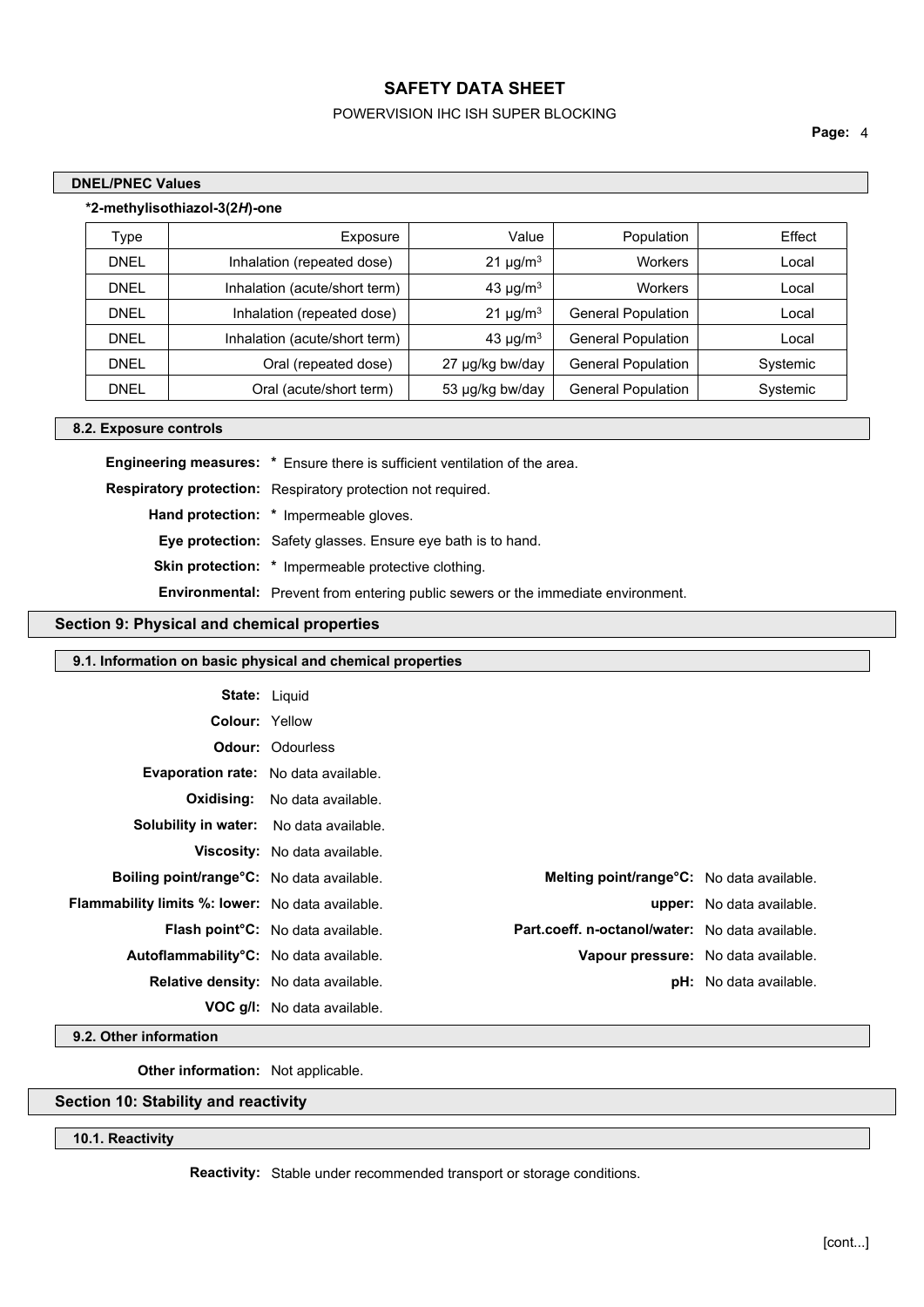#### DNEL/PNEC Values

**\*2-methylisothiazol-3(2*H*)-one**

| Type | Exposure | Value | Population | Effect |
|---|---|---|---|---|
| DNEL | Inhalation (repeated dose) | 21 µg/m³ | Workers | Local |
| DNEL | Inhalation (acute/short term) | 43 µg/m³ | Workers | Local |
| DNEL | Inhalation (repeated dose) | 21 µg/m³ | General Population | Local |
| DNEL | Inhalation (acute/short term) | 43 µg/m³ | General Population | Local |
| DNEL | Oral (repeated dose) | 27 µg/kg bw/day | General Population | Systemic |
| DNEL | Oral (acute/short term) | 53 µg/kg bw/day | General Population | Systemic |

#### 8.2. Exposure controls

**Engineering measures:** * Ensure there is sufficient ventilation of the area.

**Respiratory protection:** Respiratory protection not required.

**Hand protection:** * Impermeable gloves.

**Eye protection:** Safety glasses. Ensure eye bath is to hand.

**Skin protection:** * Impermeable protective clothing.

**Environmental:** Prevent from entering public sewers or the immediate environment.

## Section 9: Physical and chemical properties

#### 9.1. Information on basic physical and chemical properties

**State:** Liquid

**Colour:** Yellow

**Odour:** Odourless

**Evaporation rate:** No data available.

**Oxidising:** No data available.

**Solubility in water:** No data available.

**Viscosity:** No data available.

**Boiling point/range°C:** No data available.

**Melting point/range°C:** No data available.

**Flammability limits %: lower:** No data available.

**upper:** No data available.

**Flash point°C:** No data available.

**Part.coeff. n-octanol/water:** No data available.

**Autoflammability°C:** No data available.

**Vapour pressure:** No data available.

**Relative density:** No data available.

**pH:** No data available.

**VOC g/l:** No data available.

#### 9.2. Other information

**Other information:** Not applicable.

## Section 10: Stability and reactivity

#### 10.1. Reactivity

**Reactivity:** Stable under recommended transport or storage conditions.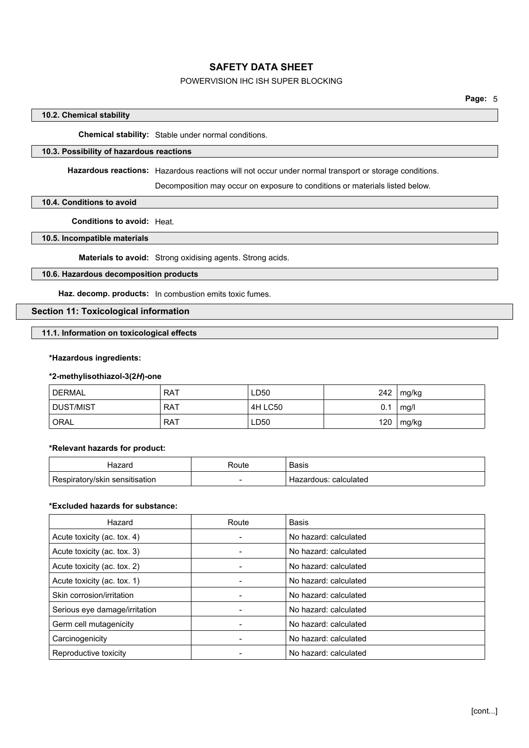### 10.2. Chemical stability

**Chemical stability:** Stable under normal conditions.

### 10.3. Possibility of hazardous reactions

**Hazardous reactions:** Hazardous reactions will not occur under normal transport or storage conditions.

Decomposition may occur on exposure to conditions or materials listed below.

### 10.4. Conditions to avoid

**Conditions to avoid:** Heat.

### 10.5. Incompatible materials

**Materials to avoid:** Strong oxidising agents. Strong acids.

### 10.6. Hazardous decomposition products

**Haz. decomp. products:** In combustion emits toxic fumes.

## Section 11: Toxicological information

### 11.1. Information on toxicological effects

***Hazardous ingredients:**

***2-methylisothiazol-3(2*H*)-one**

| DERMAL | RAT | LD50 | 242 | mg/kg |
|---|---|---|---|---|
| DUST/MIST | RAT | 4H LC50 | 0.1 | mg/l |
| ORAL | RAT | LD50 | 120 | mg/kg |

***Relevant hazards for product:**

| Hazard | Route | Basis |
|---|---|---|
| Respiratory/skin sensitisation | - | Hazardous: calculated |

***Excluded hazards for substance:**

| Hazard | Route | Basis |
|---|---|---|
| Acute toxicity (ac. tox. 4) | - | No hazard: calculated |
| Acute toxicity (ac. tox. 3) | - | No hazard: calculated |
| Acute toxicity (ac. tox. 2) | - | No hazard: calculated |
| Acute toxicity (ac. tox. 1) | - | No hazard: calculated |
| Skin corrosion/irritation | - | No hazard: calculated |
| Serious eye damage/irritation | - | No hazard: calculated |
| Germ cell mutagenicity | - | No hazard: calculated |
| Carcinogenicity | - | No hazard: calculated |
| Reproductive toxicity | - | No hazard: calculated |

[cont...]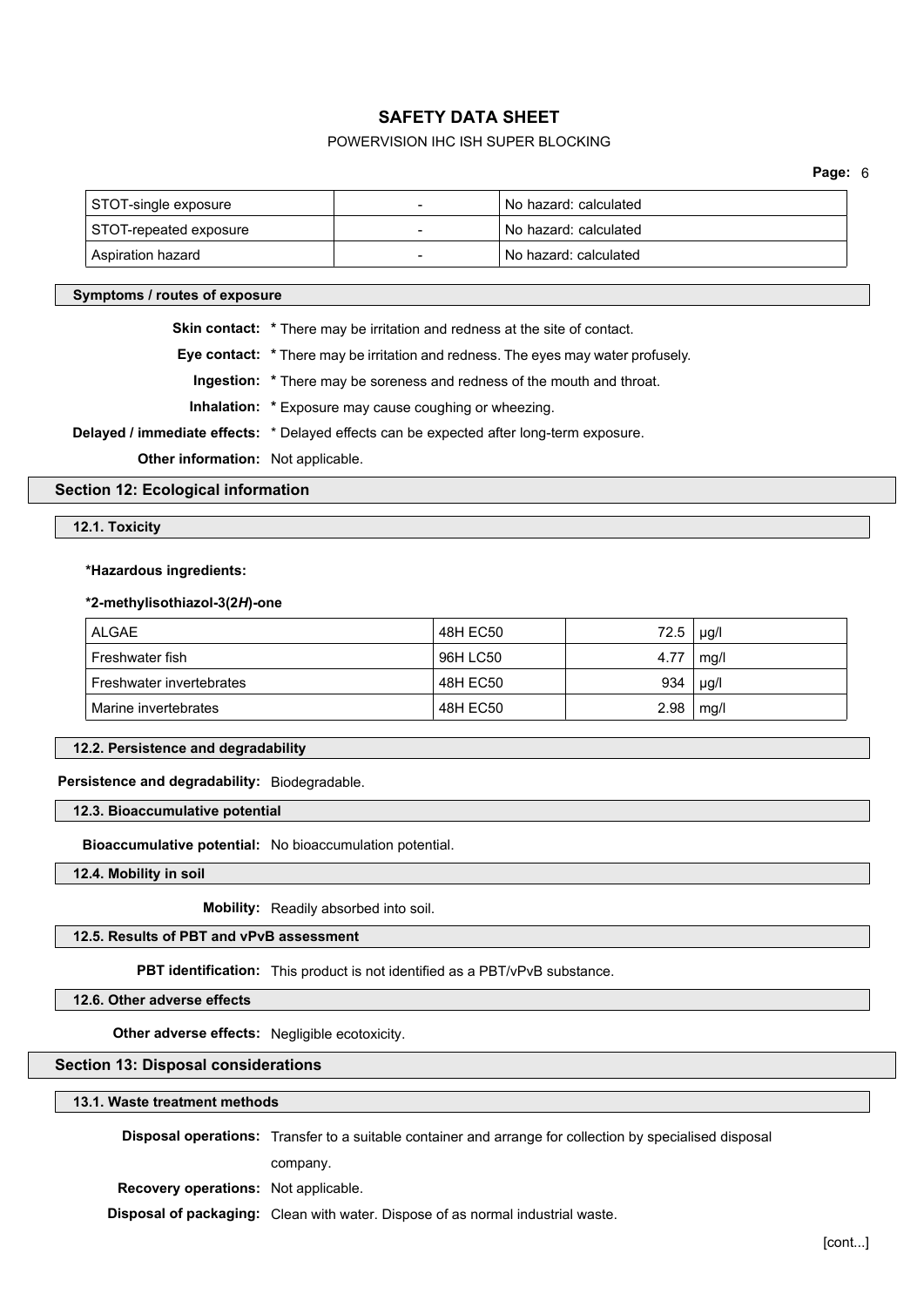| STOT-single exposure | - | No hazard: calculated |
|---|---|---|
| STOT-repeated exposure | - | No hazard: calculated |
| Aspiration hazard | - | No hazard: calculated |

**Symptoms / routes of exposure**

**Skin contact:** * There may be irritation and redness at the site of contact.

**Eye contact:** * There may be irritation and redness. The eyes may water profusely.

**Ingestion:** * There may be soreness and redness of the mouth and throat.

**Inhalation:** * Exposure may cause coughing or wheezing.

**Delayed / immediate effects:** * Delayed effects can be expected after long-term exposure.

**Other information:** Not applicable.

## Section 12: Ecological information

### 12.1. Toxicity

**\*Hazardous ingredients:**

**\*2-methylisothiazol-3(2*H*)-one**

| ALGAE | 48H EC50 | 72.5 | µg/l |
|---|---|---|---|
| Freshwater fish | 96H LC50 | 4.77 | mg/l |
| Freshwater invertebrates | 48H EC50 | 934 | µg/l |
| Marine invertebrates | 48H EC50 | 2.98 | mg/l |

### 12.2. Persistence and degradability

**Persistence and degradability:** Biodegradable.

### 12.3. Bioaccumulative potential

**Bioaccumulative potential:** No bioaccumulation potential.

### 12.4. Mobility in soil

**Mobility:** Readily absorbed into soil.

### 12.5. Results of PBT and vPvB assessment

**PBT identification:** This product is not identified as a PBT/vPvB substance.

### 12.6. Other adverse effects

**Other adverse effects:** Negligible ecotoxicity.

## Section 13: Disposal considerations

### 13.1. Waste treatment methods

**Disposal operations:** Transfer to a suitable container and arrange for collection by specialised disposal company.

**Recovery operations:** Not applicable.

**Disposal of packaging:** Clean with water. Dispose of as normal industrial waste.

[cont...]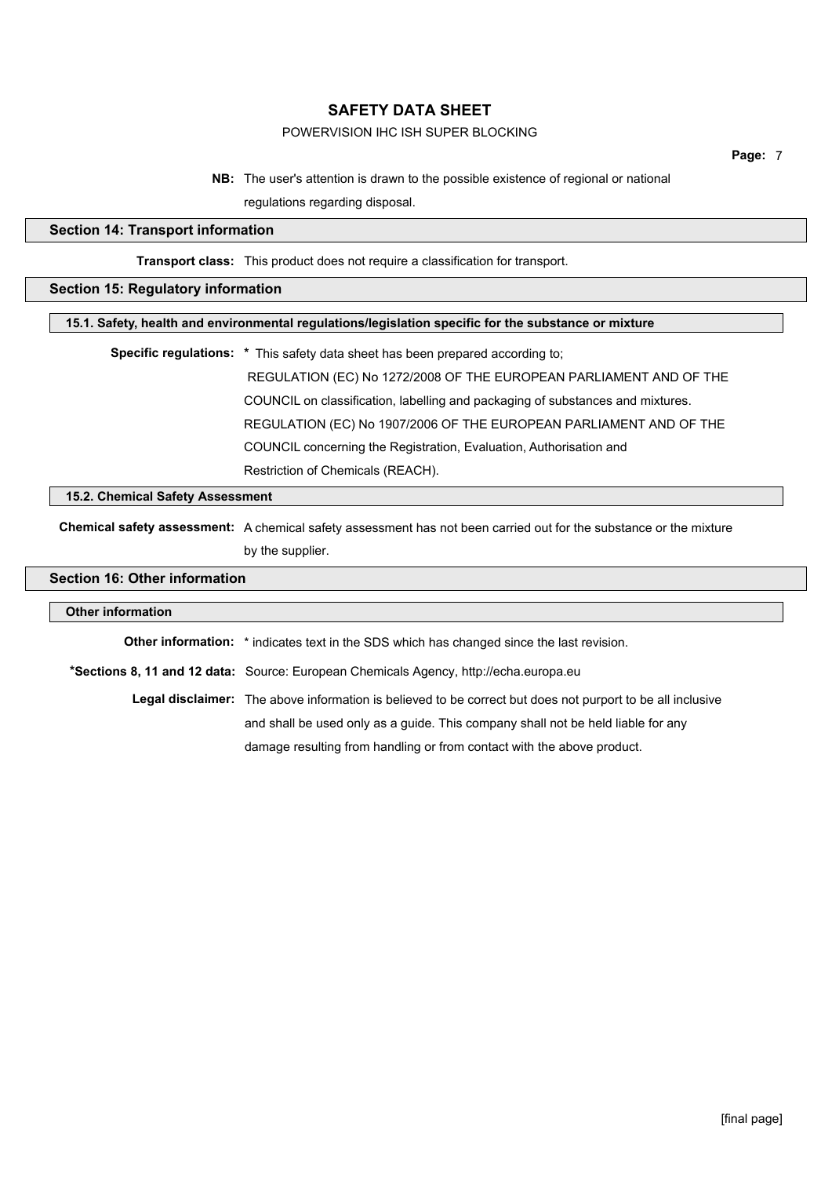**NB:** The user's attention is drawn to the possible existence of regional or national regulations regarding disposal.

## Section 14: Transport information

**Transport class:** This product does not require a classification for transport.

## Section 15: Regulatory information

### 15.1. Safety, health and environmental regulations/legislation specific for the substance or mixture

**Specific regulations:** * This safety data sheet has been prepared according to;
REGULATION (EC) No 1272/2008 OF THE EUROPEAN PARLIAMENT AND OF THE COUNCIL on classification, labelling and packaging of substances and mixtures.
REGULATION (EC) No 1907/2006 OF THE EUROPEAN PARLIAMENT AND OF THE COUNCIL concerning the Registration, Evaluation, Authorisation and Restriction of Chemicals (REACH).

### 15.2. Chemical Safety Assessment

**Chemical safety assessment:** A chemical safety assessment has not been carried out for the substance or the mixture by the supplier.

## Section 16: Other information

### Other information

**Other information:** * indicates text in the SDS which has changed since the last revision.

***Sections 8, 11 and 12 data:** Source: European Chemicals Agency, http://echa.europa.eu

**Legal disclaimer:** The above information is believed to be correct but does not purport to be all inclusive and shall be used only as a guide. This company shall not be held liable for any damage resulting from handling or from contact with the above product.

[final page]